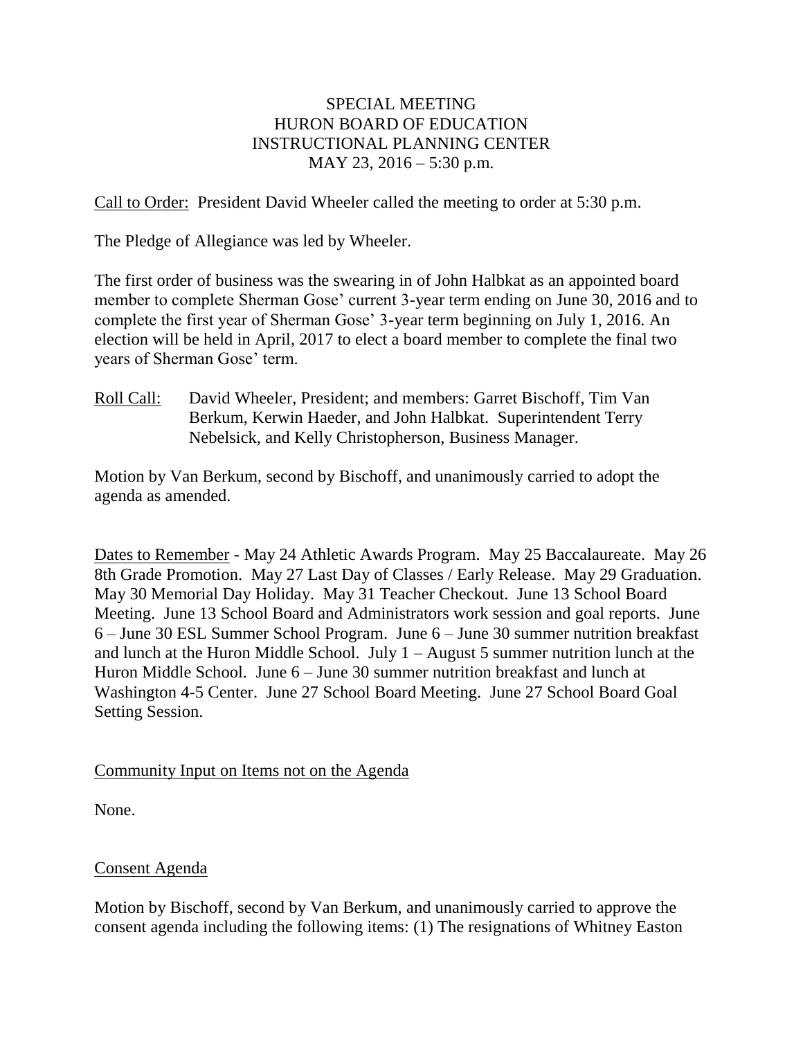SPECIAL MEETING
HURON BOARD OF EDUCATION
INSTRUCTIONAL PLANNING CENTER
MAY 23, 2016 – 5:30 p.m.

Call to Order: President David Wheeler called the meeting to order at 5:30 p.m.

The Pledge of Allegiance was led by Wheeler.

The first order of business was the swearing in of John Halbkat as an appointed board member to complete Sherman Gose' current 3-year term ending on June 30, 2016 and to complete the first year of Sherman Gose' 3-year term beginning on July 1, 2016. An election will be held in April, 2017 to elect a board member to complete the final two years of Sherman Gose' term.

Roll Call: David Wheeler, President; and members: Garret Bischoff, Tim Van Berkum, Kerwin Haeder, and John Halbkat. Superintendent Terry Nebelsick, and Kelly Christopherson, Business Manager.

Motion by Van Berkum, second by Bischoff, and unanimously carried to adopt the agenda as amended.

Dates to Remember - May 24 Athletic Awards Program. May 25 Baccalaureate. May 26 8th Grade Promotion. May 27 Last Day of Classes / Early Release. May 29 Graduation. May 30 Memorial Day Holiday. May 31 Teacher Checkout. June 13 School Board Meeting. June 13 School Board and Administrators work session and goal reports. June 6 – June 30 ESL Summer School Program. June 6 – June 30 summer nutrition breakfast and lunch at the Huron Middle School. July 1 – August 5 summer nutrition lunch at the Huron Middle School. June 6 – June 30 summer nutrition breakfast and lunch at Washington 4-5 Center. June 27 School Board Meeting. June 27 School Board Goal Setting Session.

Community Input on Items not on the Agenda

None.

Consent Agenda

Motion by Bischoff, second by Van Berkum, and unanimously carried to approve the consent agenda including the following items: (1) The resignations of Whitney Easton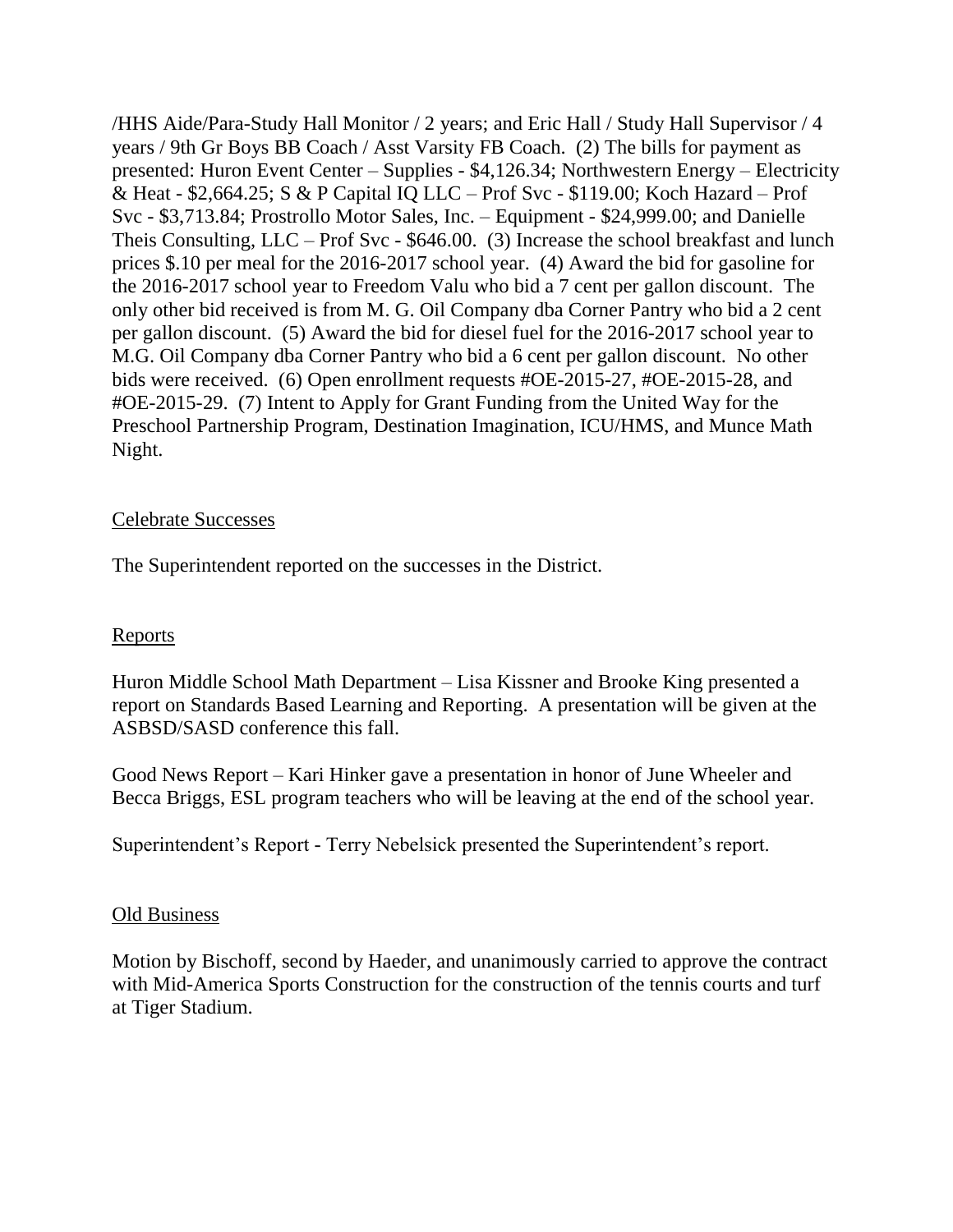/HHS Aide/Para-Study Hall Monitor / 2 years; and Eric Hall / Study Hall Supervisor / 4 years / 9th Gr Boys BB Coach / Asst Varsity FB Coach. (2) The bills for payment as presented: Huron Event Center – Supplies - $4,126.34; Northwestern Energy – Electricity & Heat - $2,664.25; S & P Capital IQ LLC – Prof Svc - $119.00; Koch Hazard – Prof Svc - $3,713.84; Prostrollo Motor Sales, Inc. – Equipment - $24,999.00; and Danielle Theis Consulting, LLC – Prof Svc - $646.00. (3) Increase the school breakfast and lunch prices $.10 per meal for the 2016-2017 school year. (4) Award the bid for gasoline for the 2016-2017 school year to Freedom Valu who bid a 7 cent per gallon discount. The only other bid received is from M. G. Oil Company dba Corner Pantry who bid a 2 cent per gallon discount. (5) Award the bid for diesel fuel for the 2016-2017 school year to M.G. Oil Company dba Corner Pantry who bid a 6 cent per gallon discount. No other bids were received. (6) Open enrollment requests #OE-2015-27, #OE-2015-28, and #OE-2015-29. (7) Intent to Apply for Grant Funding from the United Way for the Preschool Partnership Program, Destination Imagination, ICU/HMS, and Munce Math Night.

## Celebrate Successes

The Superintendent reported on the successes in the District.

## Reports

Huron Middle School Math Department – Lisa Kissner and Brooke King presented a report on Standards Based Learning and Reporting. A presentation will be given at the ASBSD/SASD conference this fall.

Good News Report – Kari Hinker gave a presentation in honor of June Wheeler and Becca Briggs, ESL program teachers who will be leaving at the end of the school year.

Superintendent's Report - Terry Nebelsick presented the Superintendent's report.

## Old Business

Motion by Bischoff, second by Haeder, and unanimously carried to approve the contract with Mid-America Sports Construction for the construction of the tennis courts and turf at Tiger Stadium.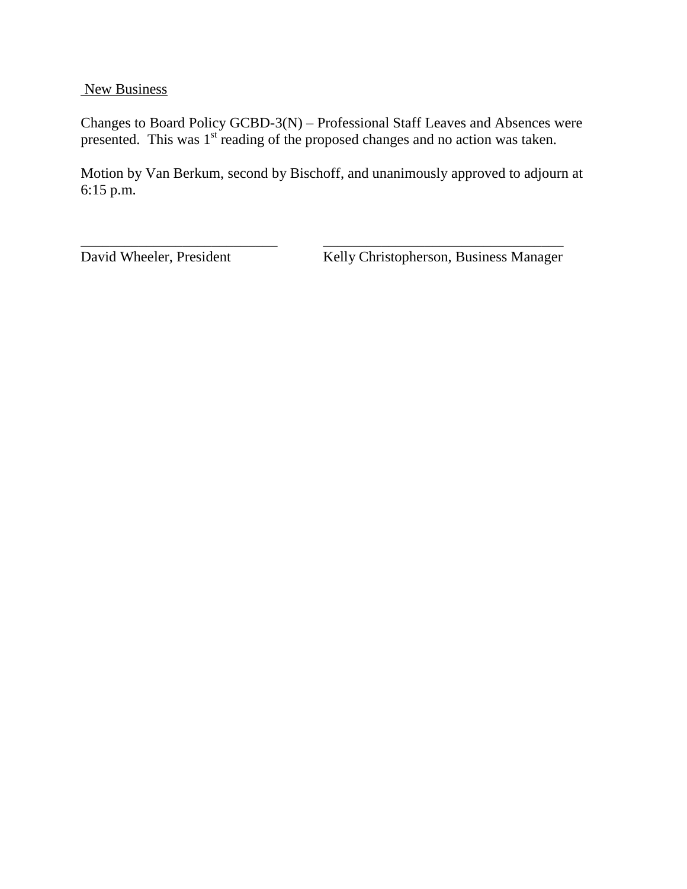New Business

Changes to Board Policy GCBD-3(N) – Professional Staff Leaves and Absences were presented. This was 1st reading of the proposed changes and no action was taken.

Motion by Van Berkum, second by Bischoff, and unanimously approved to adjourn at 6:15 p.m.

\_\_\_\_\_\_\_\_\_\_\_\_\_\_\_\_\_\_\_\_\_\_\_\_\_\_\_\_ \_\_\_\_\_\_\_\_\_\_\_\_\_\_\_\_\_\_\_\_\_\_\_\_\_\_\_\_\_\_\_\_\_\_\_

David Wheeler, President Kelly Christopherson, Business Manager